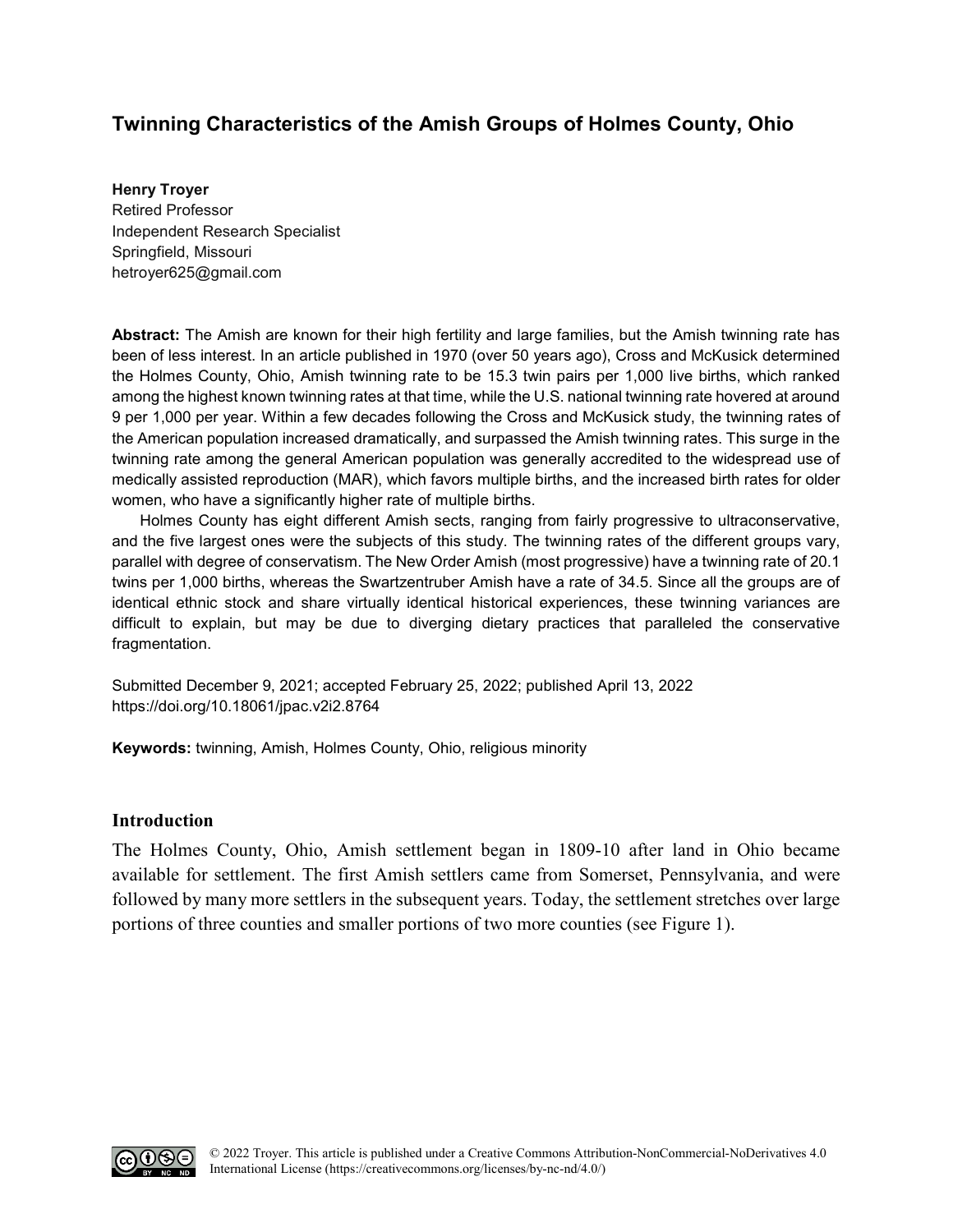# Twinning Characteristics of the Amish Groups of Holmes County, Ohio

**Henry Troyer**
Retired Professor
Independent Research Specialist
Springfield, Missouri
hetroyer625@gmail.com

**Abstract:** The Amish are known for their high fertility and large families, but the Amish twinning rate has been of less interest. In an article published in 1970 (over 50 years ago), Cross and McKusick determined the Holmes County, Ohio, Amish twinning rate to be 15.3 twin pairs per 1,000 live births, which ranked among the highest known twinning rates at that time, while the U.S. national twinning rate hovered at around 9 per 1,000 per year. Within a few decades following the Cross and McKusick study, the twinning rates of the American population increased dramatically, and surpassed the Amish twinning rates. This surge in the twinning rate among the general American population was generally accredited to the widespread use of medically assisted reproduction (MAR), which favors multiple births, and the increased birth rates for older women, who have a significantly higher rate of multiple births.

Holmes County has eight different Amish sects, ranging from fairly progressive to ultraconservative, and the five largest ones were the subjects of this study. The twinning rates of the different groups vary, parallel with degree of conservatism. The New Order Amish (most progressive) have a twinning rate of 20.1 twins per 1,000 births, whereas the Swartzentruber Amish have a rate of 34.5. Since all the groups are of identical ethnic stock and share virtually identical historical experiences, these twinning variances are difficult to explain, but may be due to diverging dietary practices that paralleled the conservative fragmentation.

Submitted December 9, 2021; accepted February 25, 2022; published April 13, 2022
https://doi.org/10.18061/jpac.v2i2.8764

**Keywords:** twinning, Amish, Holmes County, Ohio, religious minority

## Introduction

The Holmes County, Ohio, Amish settlement began in 1809-10 after land in Ohio became available for settlement. The first Amish settlers came from Somerset, Pennsylvania, and were followed by many more settlers in the subsequent years. Today, the settlement stretches over large portions of three counties and smaller portions of two more counties (see Figure 1).

© 2022 Troyer. This article is published under a Creative Commons Attribution-NonCommercial-NoDerivatives 4.0 International License (https://creativecommons.org/licenses/by-nc-nd/4.0/)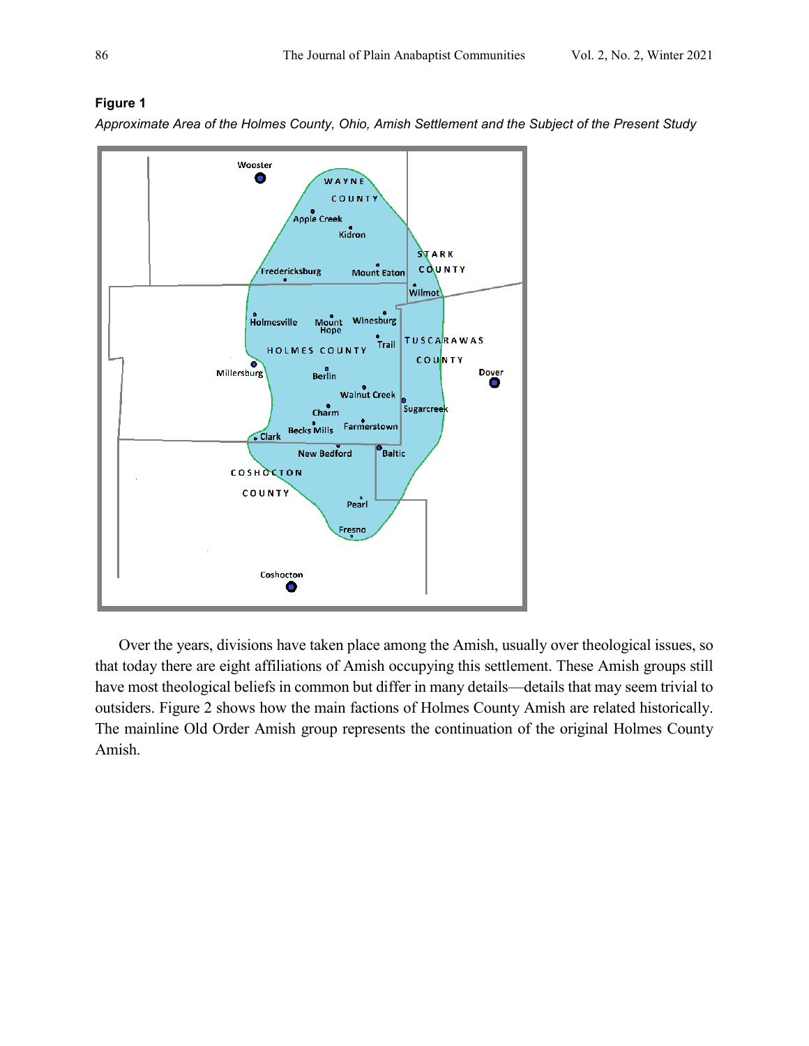**Figure 1**

*Approximate Area of the Holmes County, Ohio, Amish Settlement and the Subject of the Present Study*

Over the years, divisions have taken place among the Amish, usually over theological issues, so that today there are eight affiliations of Amish occupying this settlement. These Amish groups still have most theological beliefs in common but differ in many details—details that may seem trivial to outsiders. Figure 2 shows how the main factions of Holmes County Amish are related historically. The mainline Old Order Amish group represents the continuation of the original Holmes County Amish.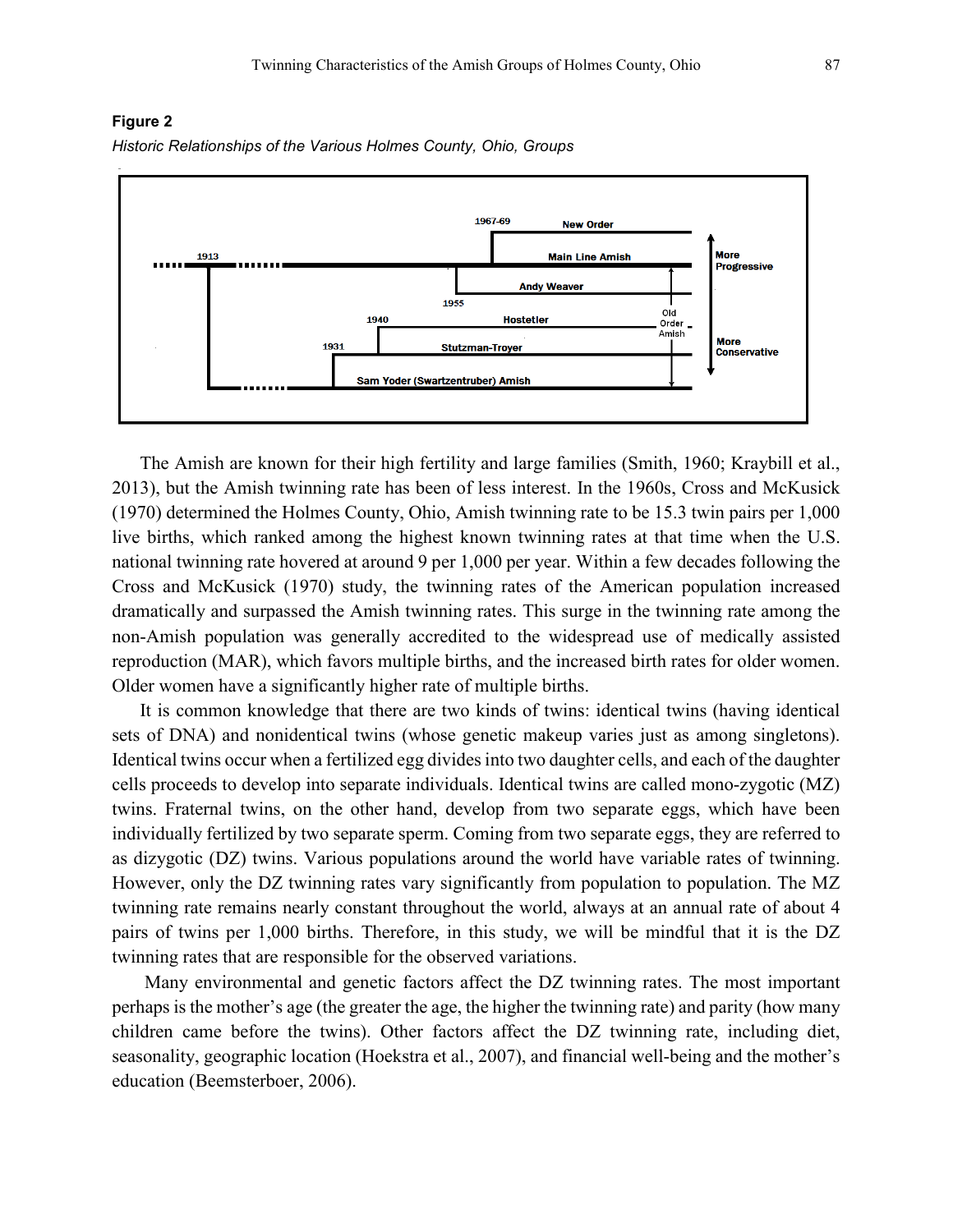**Figure 2**

*Historic Relationships of the Various Holmes County, Ohio, Groups*

The Amish are known for their high fertility and large families (Smith, 1960; Kraybill et al., 2013), but the Amish twinning rate has been of less interest. In the 1960s, Cross and McKusick (1970) determined the Holmes County, Ohio, Amish twinning rate to be 15.3 twin pairs per 1,000 live births, which ranked among the highest known twinning rates at that time when the U.S. national twinning rate hovered at around 9 per 1,000 per year. Within a few decades following the Cross and McKusick (1970) study, the twinning rates of the American population increased dramatically and surpassed the Amish twinning rates. This surge in the twinning rate among the non-Amish population was generally accredited to the widespread use of medically assisted reproduction (MAR), which favors multiple births, and the increased birth rates for older women. Older women have a significantly higher rate of multiple births.

It is common knowledge that there are two kinds of twins: identical twins (having identical sets of DNA) and nonidentical twins (whose genetic makeup varies just as among singletons). Identical twins occur when a fertilized egg divides into two daughter cells, and each of the daughter cells proceeds to develop into separate individuals. Identical twins are called mono-zygotic (MZ) twins. Fraternal twins, on the other hand, develop from two separate eggs, which have been individually fertilized by two separate sperm. Coming from two separate eggs, they are referred to as dizygotic (DZ) twins. Various populations around the world have variable rates of twinning. However, only the DZ twinning rates vary significantly from population to population. The MZ twinning rate remains nearly constant throughout the world, always at an annual rate of about 4 pairs of twins per 1,000 births. Therefore, in this study, we will be mindful that it is the DZ twinning rates that are responsible for the observed variations.

Many environmental and genetic factors affect the DZ twinning rates. The most important perhaps is the mother's age (the greater the age, the higher the twinning rate) and parity (how many children came before the twins). Other factors affect the DZ twinning rate, including diet, seasonality, geographic location (Hoekstra et al., 2007), and financial well-being and the mother's education (Beemsterboer, 2006).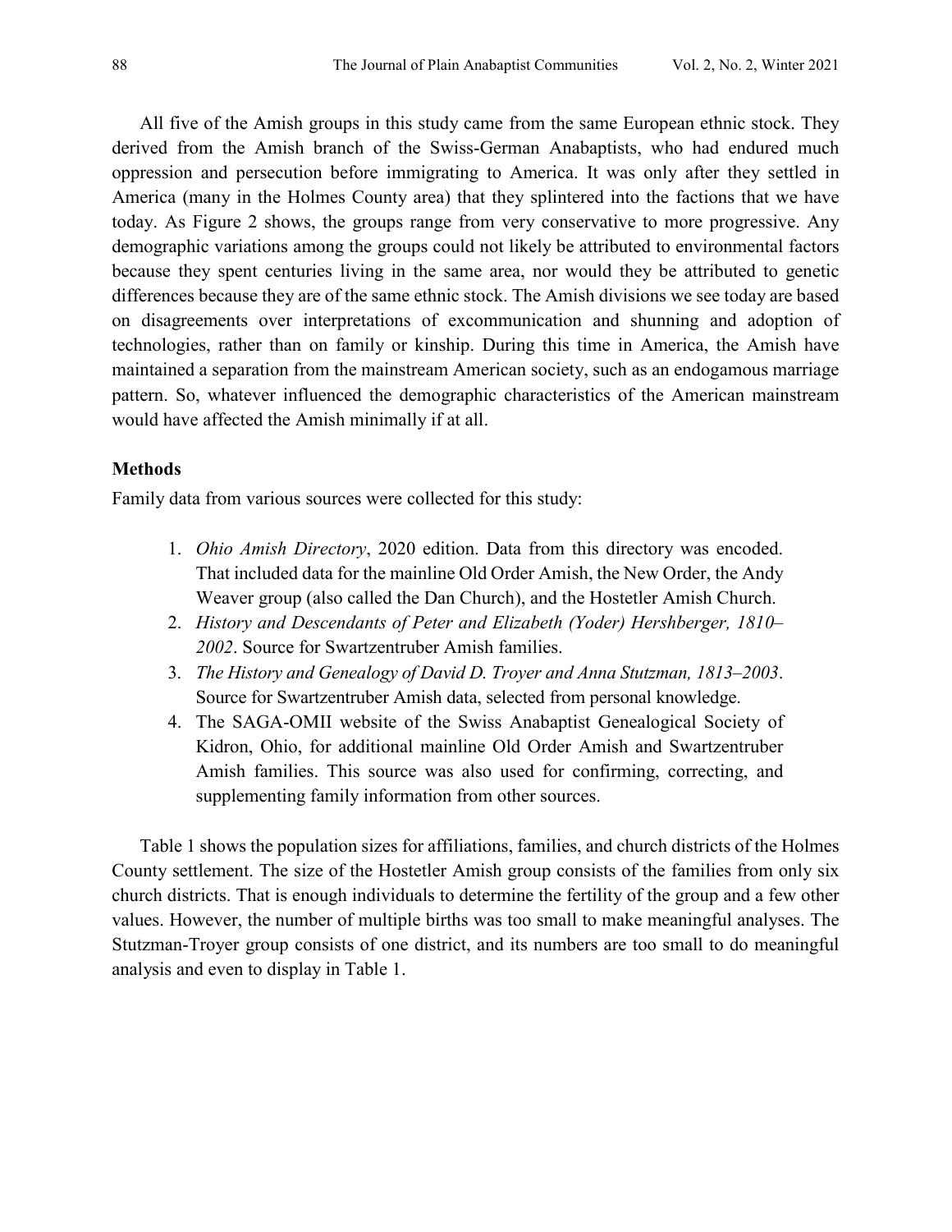All five of the Amish groups in this study came from the same European ethnic stock. They derived from the Amish branch of the Swiss-German Anabaptists, who had endured much oppression and persecution before immigrating to America. It was only after they settled in America (many in the Holmes County area) that they splintered into the factions that we have today. As Figure 2 shows, the groups range from very conservative to more progressive. Any demographic variations among the groups could not likely be attributed to environmental factors because they spent centuries living in the same area, nor would they be attributed to genetic differences because they are of the same ethnic stock. The Amish divisions we see today are based on disagreements over interpretations of excommunication and shunning and adoption of technologies, rather than on family or kinship. During this time in America, the Amish have maintained a separation from the mainstream American society, such as an endogamous marriage pattern. So, whatever influenced the demographic characteristics of the American mainstream would have affected the Amish minimally if at all.

### Methods

Family data from various sources were collected for this study:

1. *Ohio Amish Directory*, 2020 edition. Data from this directory was encoded. That included data for the mainline Old Order Amish, the New Order, the Andy Weaver group (also called the Dan Church), and the Hostetler Amish Church.
2. *History and Descendants of Peter and Elizabeth (Yoder) Hershberger, 1810–2002*. Source for Swartzentruber Amish families.
3. *The History and Genealogy of David D. Troyer and Anna Stutzman, 1813–2003*. Source for Swartzentruber Amish data, selected from personal knowledge.
4. The SAGA-OMII website of the Swiss Anabaptist Genealogical Society of Kidron, Ohio, for additional mainline Old Order Amish and Swartzentruber Amish families. This source was also used for confirming, correcting, and supplementing family information from other sources.

Table 1 shows the population sizes for affiliations, families, and church districts of the Holmes County settlement. The size of the Hostetler Amish group consists of the families from only six church districts. That is enough individuals to determine the fertility of the group and a few other values. However, the number of multiple births was too small to make meaningful analyses. The Stutzman-Troyer group consists of one district, and its numbers are too small to do meaningful analysis and even to display in Table 1.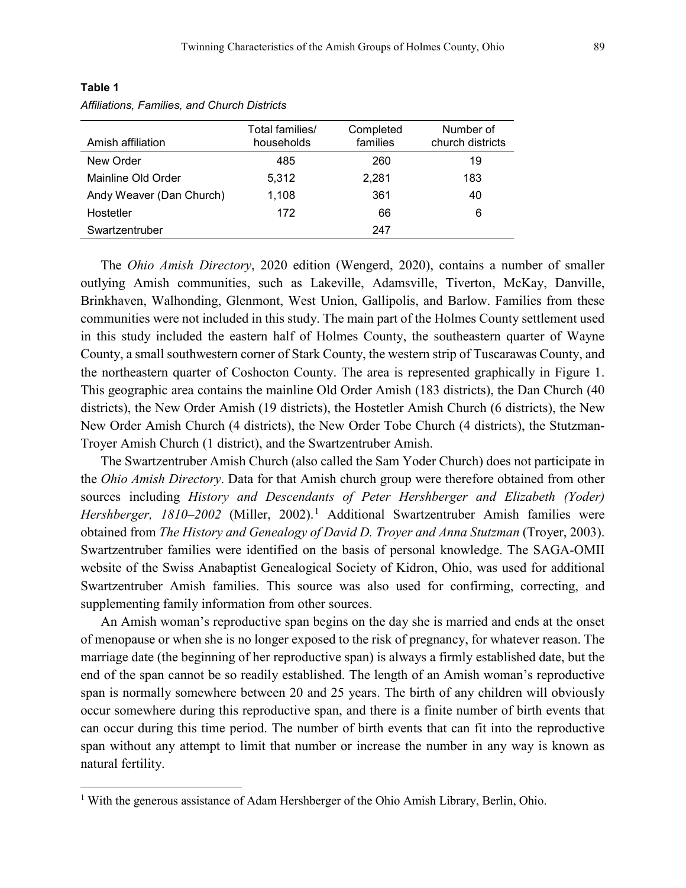**Table 1**

*Affiliations, Families, and Church Districts*

| Amish affiliation | Total families/ households | Completed families | Number of church districts |
|---|---|---|---|
| New Order | 485 | 260 | 19 |
| Mainline Old Order | 5,312 | 2,281 | 183 |
| Andy Weaver (Dan Church) | 1,108 | 361 | 40 |
| Hostetler | 172 | 66 | 6 |
| Swartzentruber | | 247 | |

The *Ohio Amish Directory*, 2020 edition (Wengerd, 2020), contains a number of smaller outlying Amish communities, such as Lakeville, Adamsville, Tiverton, McKay, Danville, Brinkhaven, Walhonding, Glenmont, West Union, Gallipolis, and Barlow. Families from these communities were not included in this study. The main part of the Holmes County settlement used in this study included the eastern half of Holmes County, the southeastern quarter of Wayne County, a small southwestern corner of Stark County, the western strip of Tuscarawas County, and the northeastern quarter of Coshocton County. The area is represented graphically in Figure 1. This geographic area contains the mainline Old Order Amish (183 districts), the Dan Church (40 districts), the New Order Amish (19 districts), the Hostetler Amish Church (6 districts), the New New Order Amish Church (4 districts), the New Order Tobe Church (4 districts), the Stutzman-Troyer Amish Church (1 district), and the Swartzentruber Amish.

The Swartzentruber Amish Church (also called the Sam Yoder Church) does not participate in the *Ohio Amish Directory*. Data for that Amish church group were therefore obtained from other sources including *History and Descendants of Peter Hershberger and Elizabeth (Yoder) Hershberger, 1810–2002* (Miller, 2002).[1] Additional Swartzentruber Amish families were obtained from *The History and Genealogy of David D. Troyer and Anna Stutzman* (Troyer, 2003). Swartzentruber families were identified on the basis of personal knowledge. The SAGA-OMII website of the Swiss Anabaptist Genealogical Society of Kidron, Ohio, was used for additional Swartzentruber Amish families. This source was also used for confirming, correcting, and supplementing family information from other sources.

An Amish woman's reproductive span begins on the day she is married and ends at the onset of menopause or when she is no longer exposed to the risk of pregnancy, for whatever reason. The marriage date (the beginning of her reproductive span) is always a firmly established date, but the end of the span cannot be so readily established. The length of an Amish woman's reproductive span is normally somewhere between 20 and 25 years. The birth of any children will obviously occur somewhere during this reproductive span, and there is a finite number of birth events that can occur during this time period. The number of birth events that can fit into the reproductive span without any attempt to limit that number or increase the number in any way is known as natural fertility.

[1] With the generous assistance of Adam Hershberger of the Ohio Amish Library, Berlin, Ohio.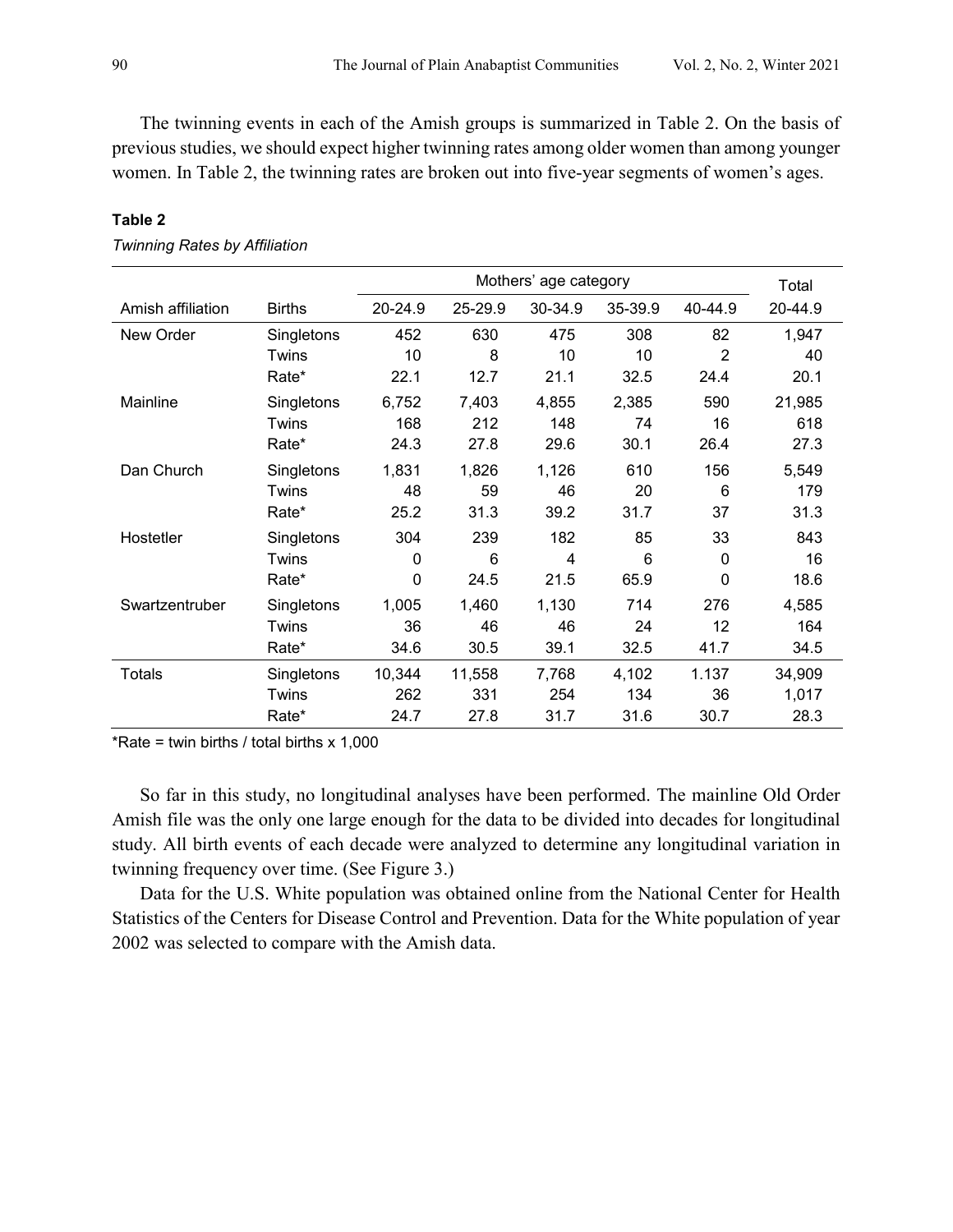The twinning events in each of the Amish groups is summarized in Table 2. On the basis of previous studies, we should expect higher twinning rates among older women than among younger women. In Table 2, the twinning rates are broken out into five-year segments of women's ages.

**Table 2**

*Twinning Rates by Affiliation*

| | | Mothers' age category | | | | | Total |
|---|---|---|---|---|---|---|---|
| Amish affiliation | Births | 20-24.9 | 25-29.9 | 30-34.9 | 35-39.9 | 40-44.9 | 20-44.9 |
| New Order | Singletons | 452 | 630 | 475 | 308 | 82 | 1,947 |
| | Twins | 10 | 8 | 10 | 10 | 2 | 40 |
| | Rate* | 22.1 | 12.7 | 21.1 | 32.5 | 24.4 | 20.1 |
| Mainline | Singletons | 6,752 | 7,403 | 4,855 | 2,385 | 590 | 21,985 |
| | Twins | 168 | 212 | 148 | 74 | 16 | 618 |
| | Rate* | 24.3 | 27.8 | 29.6 | 30.1 | 26.4 | 27.3 |
| Dan Church | Singletons | 1,831 | 1,826 | 1,126 | 610 | 156 | 5,549 |
| | Twins | 48 | 59 | 46 | 20 | 6 | 179 |
| | Rate* | 25.2 | 31.3 | 39.2 | 31.7 | 37 | 31.3 |
| Hostetler | Singletons | 304 | 239 | 182 | 85 | 33 | 843 |
| | Twins | 0 | 6 | 4 | 6 | 0 | 16 |
| | Rate* | 0 | 24.5 | 21.5 | 65.9 | 0 | 18.6 |
| Swartzentruber | Singletons | 1,005 | 1,460 | 1,130 | 714 | 276 | 4,585 |
| | Twins | 36 | 46 | 46 | 24 | 12 | 164 |
| | Rate* | 34.6 | 30.5 | 39.1 | 32.5 | 41.7 | 34.5 |
| Totals | Singletons | 10,344 | 11,558 | 7,768 | 4,102 | 1.137 | 34,909 |
| | Twins | 262 | 331 | 254 | 134 | 36 | 1,017 |
| | Rate* | 24.7 | 27.8 | 31.7 | 31.6 | 30.7 | 28.3 |

*Rate = twin births / total births x 1,000

So far in this study, no longitudinal analyses have been performed. The mainline Old Order Amish file was the only one large enough for the data to be divided into decades for longitudinal study. All birth events of each decade were analyzed to determine any longitudinal variation in twinning frequency over time. (See Figure 3.)

Data for the U.S. White population was obtained online from the National Center for Health Statistics of the Centers for Disease Control and Prevention. Data for the White population of year 2002 was selected to compare with the Amish data.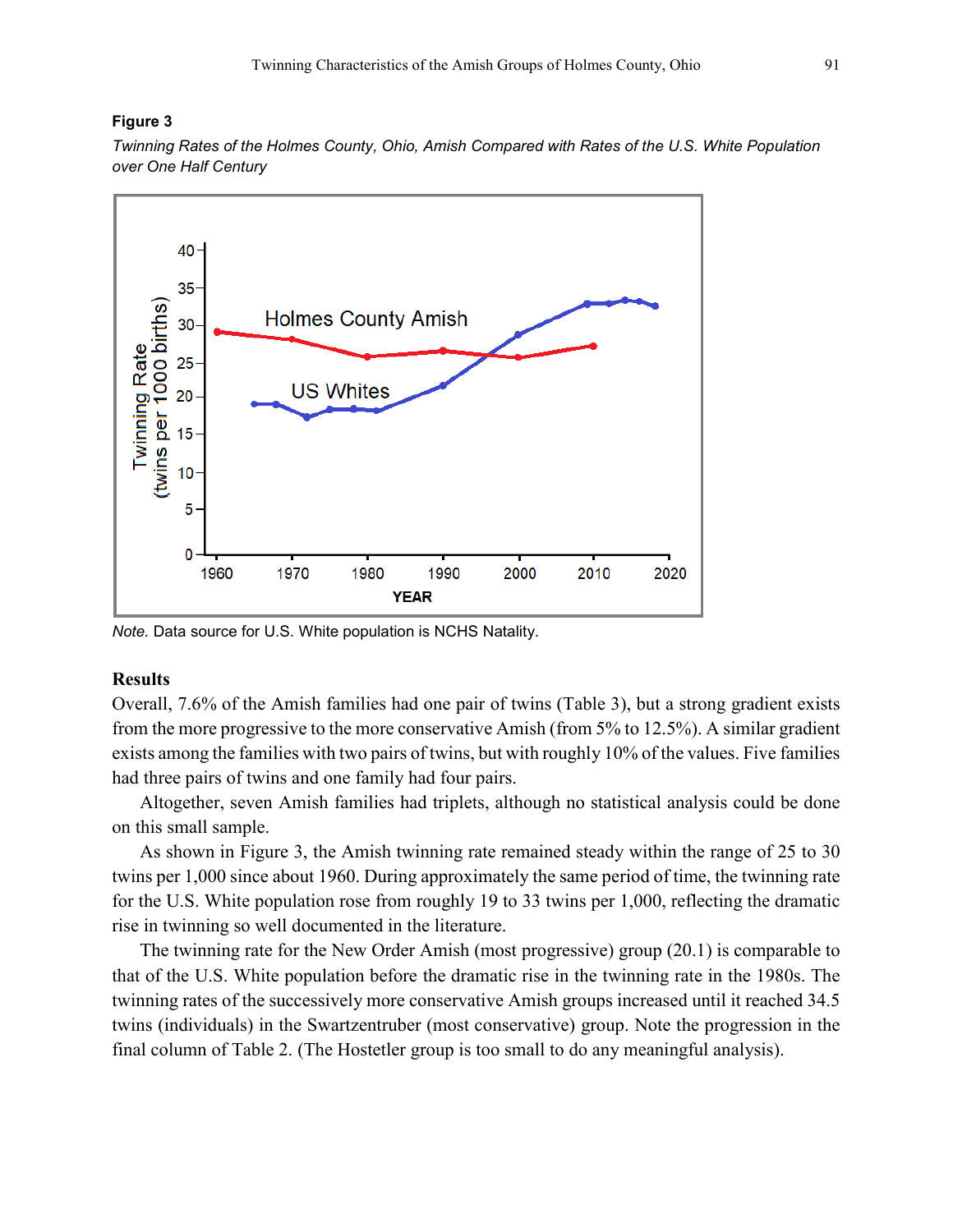**Figure 3**

*Twinning Rates of the Holmes County, Ohio, Amish Compared with Rates of the U.S. White Population over One Half Century*

*Note.* Data source for U.S. White population is NCHS Natality.

## Results

Overall, 7.6% of the Amish families had one pair of twins (Table 3), but a strong gradient exists from the more progressive to the more conservative Amish (from 5% to 12.5%). A similar gradient exists among the families with two pairs of twins, but with roughly 10% of the values. Five families had three pairs of twins and one family had four pairs.

Altogether, seven Amish families had triplets, although no statistical analysis could be done on this small sample.

As shown in Figure 3, the Amish twinning rate remained steady within the range of 25 to 30 twins per 1,000 since about 1960. During approximately the same period of time, the twinning rate for the U.S. White population rose from roughly 19 to 33 twins per 1,000, reflecting the dramatic rise in twinning so well documented in the literature.

The twinning rate for the New Order Amish (most progressive) group (20.1) is comparable to that of the U.S. White population before the dramatic rise in the twinning rate in the 1980s. The twinning rates of the successively more conservative Amish groups increased until it reached 34.5 twins (individuals) in the Swartzentruber (most conservative) group. Note the progression in the final column of Table 2. (The Hostetler group is too small to do any meaningful analysis).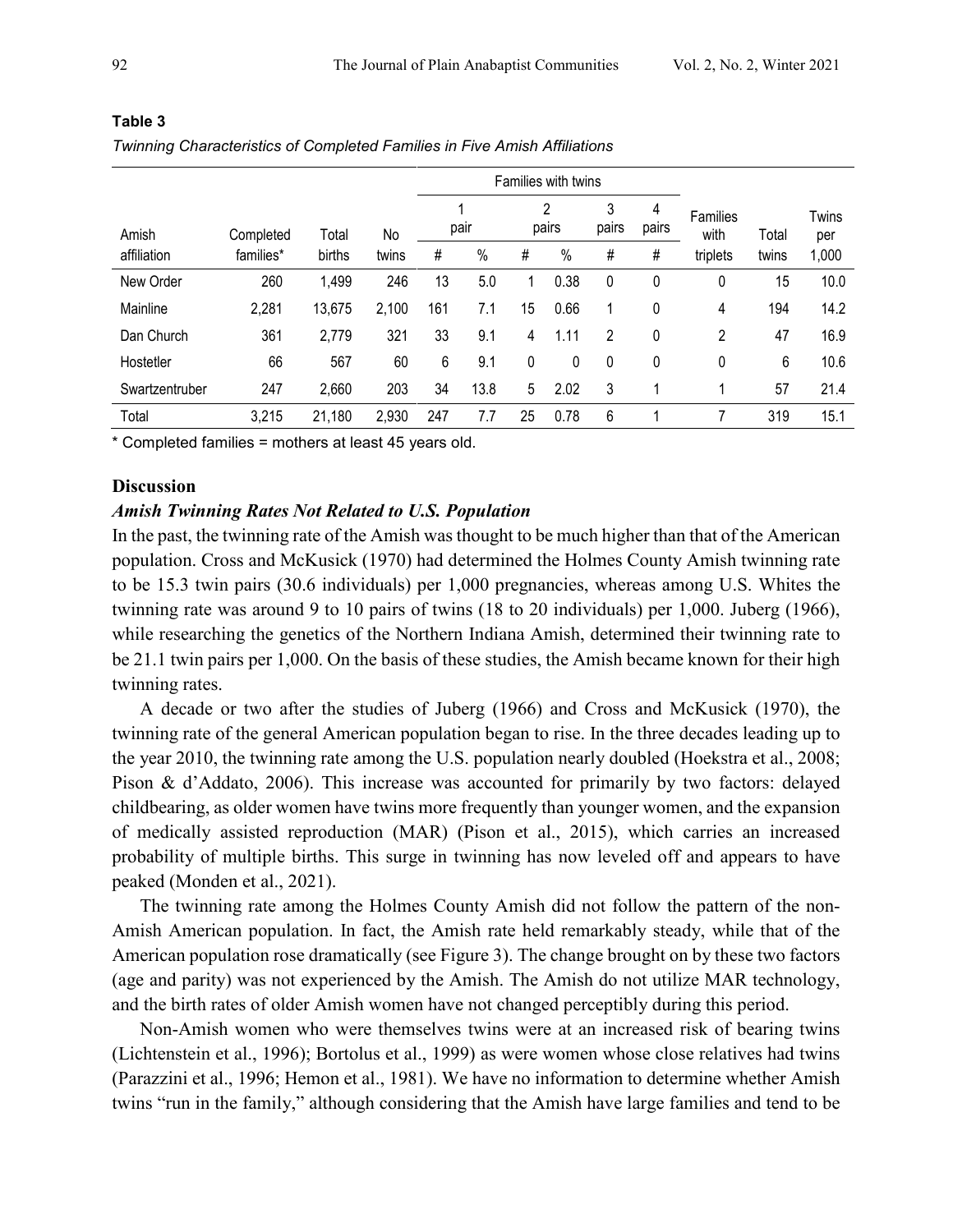**Table 3**

*Twinning Characteristics of Completed Families in Five Amish Affiliations*

| | | | | Families with twins | | | | | | | | |
|---|---|---|---|---|---|---|---|---|---|---|---|---|
| | | | | 1 pair | | 2 pairs | | 3 pairs | 4 pairs | | | |
| Amish affiliation | Completed families* | Total births | No twins | # | % | # | % | # | # | Families with triplets | Total twins | Twins per 1,000 |
| New Order | 260 | 1,499 | 246 | 13 | 5.0 | 1 | 0.38 | 0 | 0 | 0 | 15 | 10.0 |
| Mainline | 2,281 | 13,675 | 2,100 | 161 | 7.1 | 15 | 0.66 | 1 | 0 | 4 | 194 | 14.2 |
| Dan Church | 361 | 2,779 | 321 | 33 | 9.1 | 4 | 1.11 | 2 | 0 | 2 | 47 | 16.9 |
| Hostetler | 66 | 567 | 60 | 6 | 9.1 | 0 | 0 | 0 | 0 | 0 | 6 | 10.6 |
| Swartzentruber | 247 | 2,660 | 203 | 34 | 13.8 | 5 | 2.02 | 3 | 1 | 1 | 57 | 21.4 |
| Total | 3,215 | 21,180 | 2,930 | 247 | 7.7 | 25 | 0.78 | 6 | 1 | 7 | 319 | 15.1 |

\* Completed families = mothers at least 45 years old.

## Discussion

### *Amish Twinning Rates Not Related to U.S. Population*

In the past, the twinning rate of the Amish was thought to be much higher than that of the American population. Cross and McKusick (1970) had determined the Holmes County Amish twinning rate to be 15.3 twin pairs (30.6 individuals) per 1,000 pregnancies, whereas among U.S. Whites the twinning rate was around 9 to 10 pairs of twins (18 to 20 individuals) per 1,000. Juberg (1966), while researching the genetics of the Northern Indiana Amish, determined their twinning rate to be 21.1 twin pairs per 1,000. On the basis of these studies, the Amish became known for their high twinning rates.

A decade or two after the studies of Juberg (1966) and Cross and McKusick (1970), the twinning rate of the general American population began to rise. In the three decades leading up to the year 2010, the twinning rate among the U.S. population nearly doubled (Hoekstra et al., 2008; Pison & d'Addato, 2006). This increase was accounted for primarily by two factors: delayed childbearing, as older women have twins more frequently than younger women, and the expansion of medically assisted reproduction (MAR) (Pison et al., 2015), which carries an increased probability of multiple births. This surge in twinning has now leveled off and appears to have peaked (Monden et al., 2021).

The twinning rate among the Holmes County Amish did not follow the pattern of the non-Amish American population. In fact, the Amish rate held remarkably steady, while that of the American population rose dramatically (see Figure 3). The change brought on by these two factors (age and parity) was not experienced by the Amish. The Amish do not utilize MAR technology, and the birth rates of older Amish women have not changed perceptibly during this period.

Non-Amish women who were themselves twins were at an increased risk of bearing twins (Lichtenstein et al., 1996); Bortolus et al., 1999) as were women whose close relatives had twins (Parazzini et al., 1996; Hemon et al., 1981). We have no information to determine whether Amish twins "run in the family," although considering that the Amish have large families and tend to be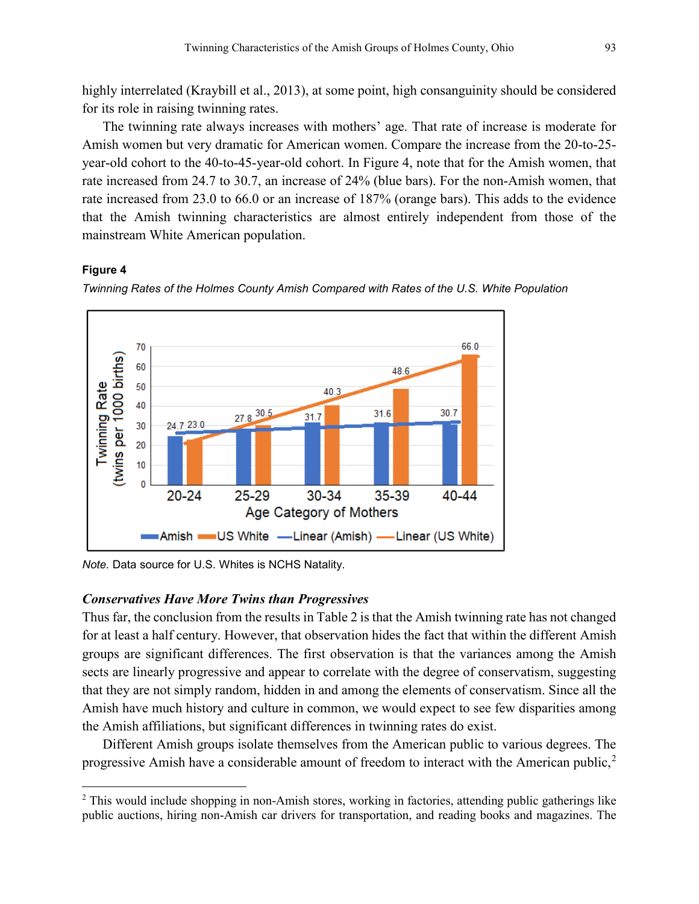highly interrelated (Kraybill et al., 2013), at some point, high consanguinity should be considered for its role in raising twinning rates.

The twinning rate always increases with mothers' age. That rate of increase is moderate for Amish women but very dramatic for American women. Compare the increase from the 20-to-25-year-old cohort to the 40-to-45-year-old cohort. In Figure 4, note that for the Amish women, that rate increased from 24.7 to 30.7, an increase of 24% (blue bars). For the non-Amish women, that rate increased from 23.0 to 66.0 or an increase of 187% (orange bars). This adds to the evidence that the Amish twinning characteristics are almost entirely independent from those of the mainstream White American population.

**Figure 4**

*Twinning Rates of the Holmes County Amish Compared with Rates of the U.S. White Population*

| Age Category of Mothers | Amish | US White |
| --- | --- | --- |
| 20-24 | 24.7 | 23.0 |
| 25-29 | 27.8 | 30.5 |
| 30-34 | 31.7 | 40.3 |
| 35-39 | 31.6 | 48.6 |
| 40-44 | 30.7 | 66.0 |

*Note.* Data source for U.S. Whites is NCHS Natality.

### *Conservatives Have More Twins than Progressives*

Thus far, the conclusion from the results in Table 2 is that the Amish twinning rate has not changed for at least a half century. However, that observation hides the fact that within the different Amish groups are significant differences. The first observation is that the variances among the Amish sects are linearly progressive and appear to correlate with the degree of conservatism, suggesting that they are not simply random, hidden in and among the elements of conservatism. Since all the Amish have much history and culture in common, we would expect to see few disparities among the Amish affiliations, but significant differences in twinning rates do exist.

Different Amish groups isolate themselves from the American public to various degrees. The progressive Amish have a considerable amount of freedom to interact with the American public,[2]

[2] This would include shopping in non-Amish stores, working in factories, attending public gatherings like public auctions, hiring non-Amish car drivers for transportation, and reading books and magazines. The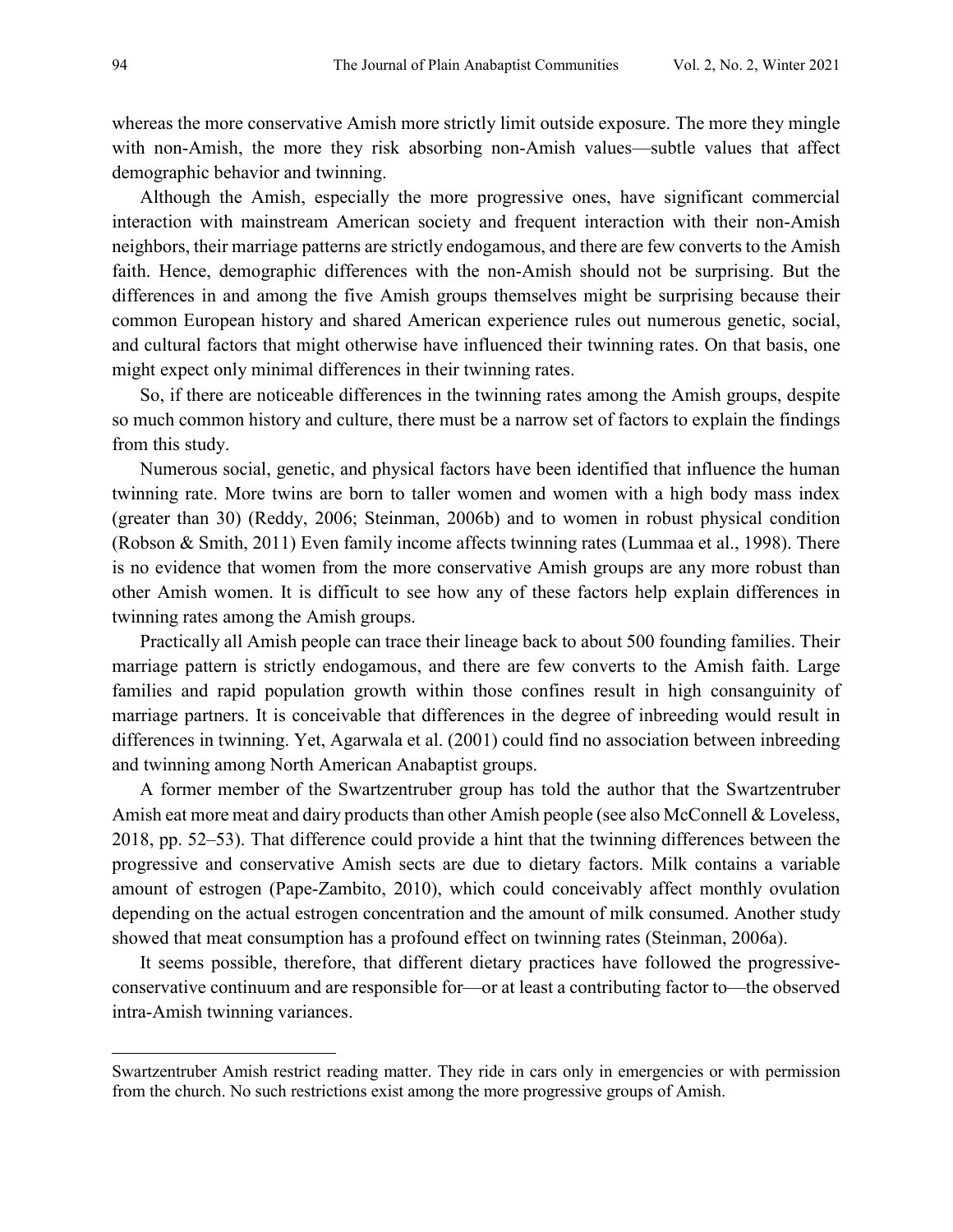whereas the more conservative Amish more strictly limit outside exposure. The more they mingle with non-Amish, the more they risk absorbing non-Amish values—subtle values that affect demographic behavior and twinning.

Although the Amish, especially the more progressive ones, have significant commercial interaction with mainstream American society and frequent interaction with their non-Amish neighbors, their marriage patterns are strictly endogamous, and there are few converts to the Amish faith. Hence, demographic differences with the non-Amish should not be surprising. But the differences in and among the five Amish groups themselves might be surprising because their common European history and shared American experience rules out numerous genetic, social, and cultural factors that might otherwise have influenced their twinning rates. On that basis, one might expect only minimal differences in their twinning rates.

So, if there are noticeable differences in the twinning rates among the Amish groups, despite so much common history and culture, there must be a narrow set of factors to explain the findings from this study.

Numerous social, genetic, and physical factors have been identified that influence the human twinning rate. More twins are born to taller women and women with a high body mass index (greater than 30) (Reddy, 2006; Steinman, 2006b) and to women in robust physical condition (Robson & Smith, 2011) Even family income affects twinning rates (Lummaa et al., 1998). There is no evidence that women from the more conservative Amish groups are any more robust than other Amish women. It is difficult to see how any of these factors help explain differences in twinning rates among the Amish groups.

Practically all Amish people can trace their lineage back to about 500 founding families. Their marriage pattern is strictly endogamous, and there are few converts to the Amish faith. Large families and rapid population growth within those confines result in high consanguinity of marriage partners. It is conceivable that differences in the degree of inbreeding would result in differences in twinning. Yet, Agarwala et al. (2001) could find no association between inbreeding and twinning among North American Anabaptist groups.

A former member of the Swartzentruber group has told the author that the Swartzentruber Amish eat more meat and dairy products than other Amish people (see also McConnell & Loveless, 2018, pp. 52–53). That difference could provide a hint that the twinning differences between the progressive and conservative Amish sects are due to dietary factors. Milk contains a variable amount of estrogen (Pape-Zambito, 2010), which could conceivably affect monthly ovulation depending on the actual estrogen concentration and the amount of milk consumed. Another study showed that meat consumption has a profound effect on twinning rates (Steinman, 2006a).

It seems possible, therefore, that different dietary practices have followed the progressive-conservative continuum and are responsible for—or at least a contributing factor to—the observed intra-Amish twinning variances.

---

Swartzentruber Amish restrict reading matter. They ride in cars only in emergencies or with permission from the church. No such restrictions exist among the more progressive groups of Amish.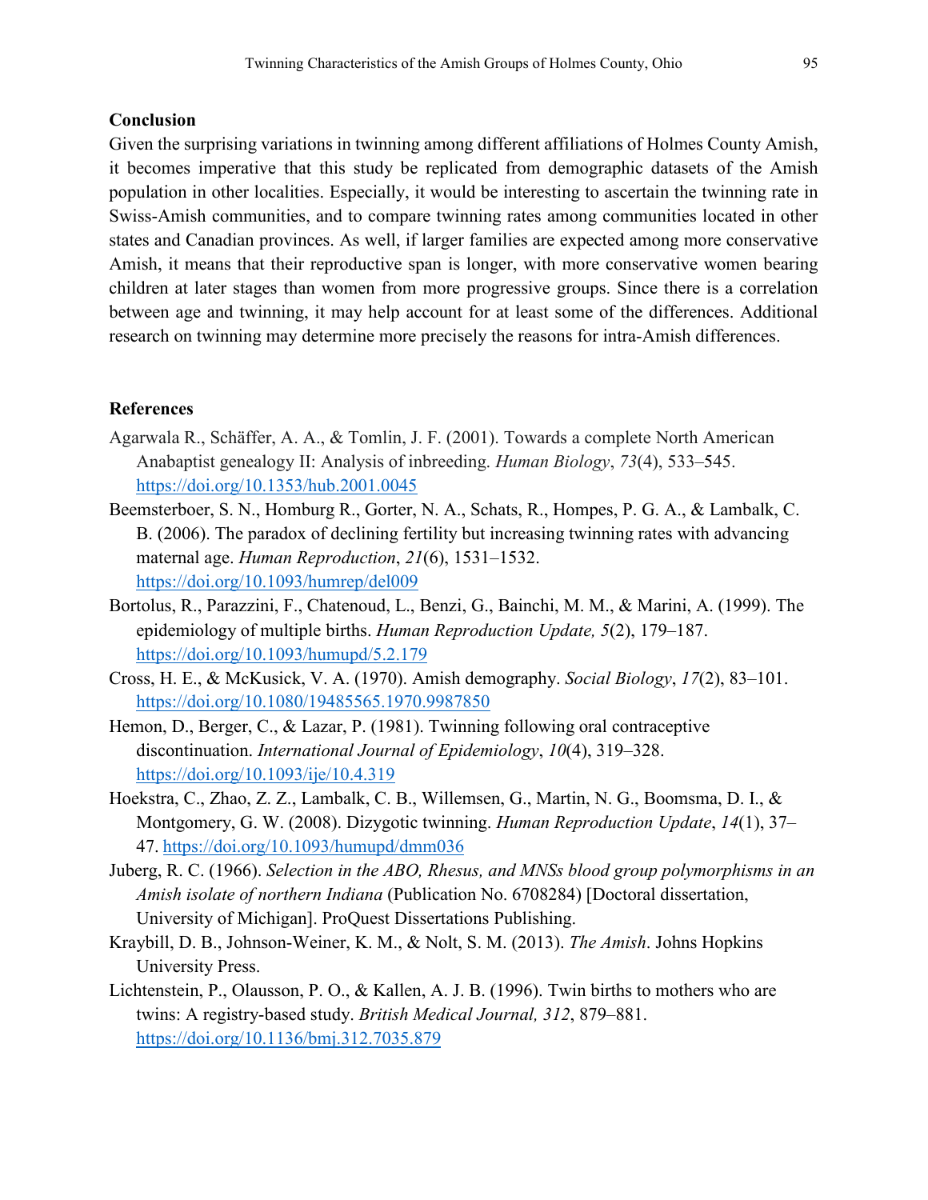## Conclusion

Given the surprising variations in twinning among different affiliations of Holmes County Amish, it becomes imperative that this study be replicated from demographic datasets of the Amish population in other localities. Especially, it would be interesting to ascertain the twinning rate in Swiss-Amish communities, and to compare twinning rates among communities located in other states and Canadian provinces. As well, if larger families are expected among more conservative Amish, it means that their reproductive span is longer, with more conservative women bearing children at later stages than women from more progressive groups. Since there is a correlation between age and twinning, it may help account for at least some of the differences. Additional research on twinning may determine more precisely the reasons for intra-Amish differences.

## References

Agarwala R., Schäffer, A. A., & Tomlin, J. F. (2001). Towards a complete North American Anabaptist genealogy II: Analysis of inbreeding. *Human Biology*, *73*(4), 533–545. https://doi.org/10.1353/hub.2001.0045

Beemsterboer, S. N., Homburg R., Gorter, N. A., Schats, R., Hompes, P. G. A., & Lambalk, C. B. (2006). The paradox of declining fertility but increasing twinning rates with advancing maternal age. *Human Reproduction*, *21*(6), 1531–1532. https://doi.org/10.1093/humrep/del009

Bortolus, R., Parazzini, F., Chatenoud, L., Benzi, G., Bainchi, M. M., & Marini, A. (1999). The epidemiology of multiple births. *Human Reproduction Update, 5*(2), 179–187. https://doi.org/10.1093/humupd/5.2.179

Cross, H. E., & McKusick, V. A. (1970). Amish demography. *Social Biology*, *17*(2), 83–101. https://doi.org/10.1080/19485565.1970.9987850

Hemon, D., Berger, C., & Lazar, P. (1981). Twinning following oral contraceptive discontinuation. *International Journal of Epidemiology*, *10*(4), 319–328. https://doi.org/10.1093/ije/10.4.319

Hoekstra, C., Zhao, Z. Z., Lambalk, C. B., Willemsen, G., Martin, N. G., Boomsma, D. I., & Montgomery, G. W. (2008). Dizygotic twinning. *Human Reproduction Update*, *14*(1), 37–47. https://doi.org/10.1093/humupd/dmm036

Juberg, R. C. (1966). *Selection in the ABO, Rhesus, and MNSs blood group polymorphisms in an Amish isolate of northern Indiana* (Publication No. 6708284) [Doctoral dissertation, University of Michigan]. ProQuest Dissertations Publishing.

Kraybill, D. B., Johnson-Weiner, K. M., & Nolt, S. M. (2013). *The Amish*. Johns Hopkins University Press.

Lichtenstein, P., Olausson, P. O., & Kallen, A. J. B. (1996). Twin births to mothers who are twins: A registry-based study. *British Medical Journal, 312*, 879–881. https://doi.org/10.1136/bmj.312.7035.879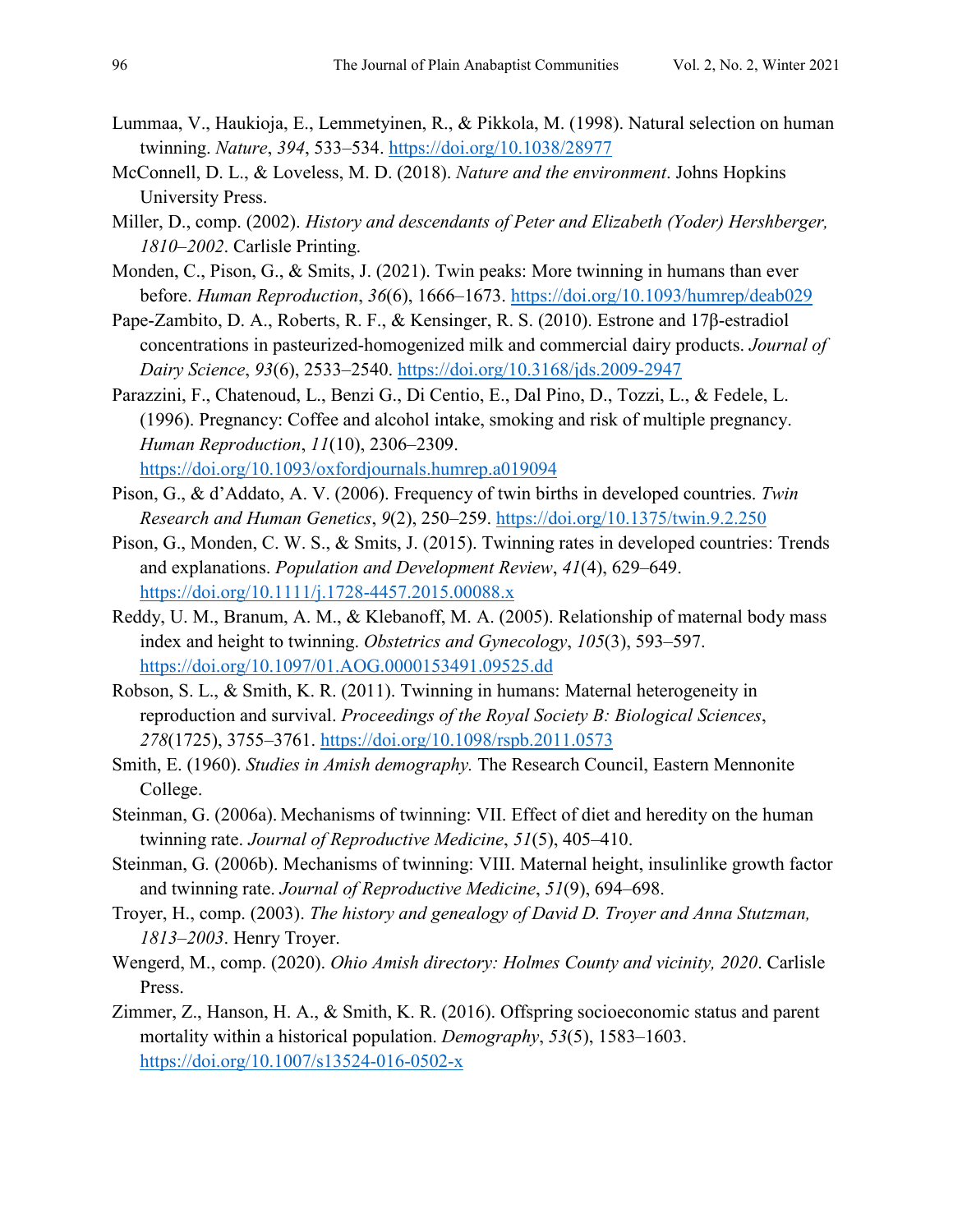Lummaa, V., Haukioja, E., Lemmetyinen, R., & Pikkola, M. (1998). Natural selection on human twinning. *Nature*, *394*, 533–534. https://doi.org/10.1038/28977

McConnell, D. L., & Loveless, M. D. (2018). *Nature and the environment*. Johns Hopkins University Press.

Miller, D., comp. (2002). *History and descendants of Peter and Elizabeth (Yoder) Hershberger, 1810–2002*. Carlisle Printing.

Monden, C., Pison, G., & Smits, J. (2021). Twin peaks: More twinning in humans than ever before. *Human Reproduction*, *36*(6), 1666–1673. https://doi.org/10.1093/humrep/deab029

Pape-Zambito, D. A., Roberts, R. F., & Kensinger, R. S. (2010). Estrone and 17β-estradiol concentrations in pasteurized-homogenized milk and commercial dairy products. *Journal of Dairy Science*, *93*(6), 2533–2540. https://doi.org/10.3168/jds.2009-2947

Parazzini, F., Chatenoud, L., Benzi G., Di Centio, E., Dal Pino, D., Tozzi, L., & Fedele, L. (1996). Pregnancy: Coffee and alcohol intake, smoking and risk of multiple pregnancy. *Human Reproduction*, *11*(10), 2306–2309. https://doi.org/10.1093/oxfordjournals.humrep.a019094

Pison, G., & d'Addato, A. V. (2006). Frequency of twin births in developed countries. *Twin Research and Human Genetics*, *9*(2), 250–259. https://doi.org/10.1375/twin.9.2.250

Pison, G., Monden, C. W. S., & Smits, J. (2015). Twinning rates in developed countries: Trends and explanations. *Population and Development Review*, *41*(4), 629–649. https://doi.org/10.1111/j.1728-4457.2015.00088.x

Reddy, U. M., Branum, A. M., & Klebanoff, M. A. (2005). Relationship of maternal body mass index and height to twinning. *Obstetrics and Gynecology*, *105*(3), 593–597. https://doi.org/10.1097/01.AOG.0000153491.09525.dd

Robson, S. L., & Smith, K. R. (2011). Twinning in humans: Maternal heterogeneity in reproduction and survival. *Proceedings of the Royal Society B: Biological Sciences*, *278*(1725), 3755–3761. https://doi.org/10.1098/rspb.2011.0573

Smith, E. (1960). *Studies in Amish demography.* The Research Council, Eastern Mennonite College.

Steinman, G. (2006a). Mechanisms of twinning: VII. Effect of diet and heredity on the human twinning rate. *Journal of Reproductive Medicine*, *51*(5), 405–410.

Steinman, G. (2006b). Mechanisms of twinning: VIII. Maternal height, insulinlike growth factor and twinning rate. *Journal of Reproductive Medicine*, *51*(9), 694–698.

Troyer, H., comp. (2003). *The history and genealogy of David D. Troyer and Anna Stutzman, 1813–2003*. Henry Troyer.

Wengerd, M., comp. (2020). *Ohio Amish directory: Holmes County and vicinity, 2020*. Carlisle Press.

Zimmer, Z., Hanson, H. A., & Smith, K. R. (2016). Offspring socioeconomic status and parent mortality within a historical population. *Demography*, *53*(5), 1583–1603. https://doi.org/10.1007/s13524-016-0502-x